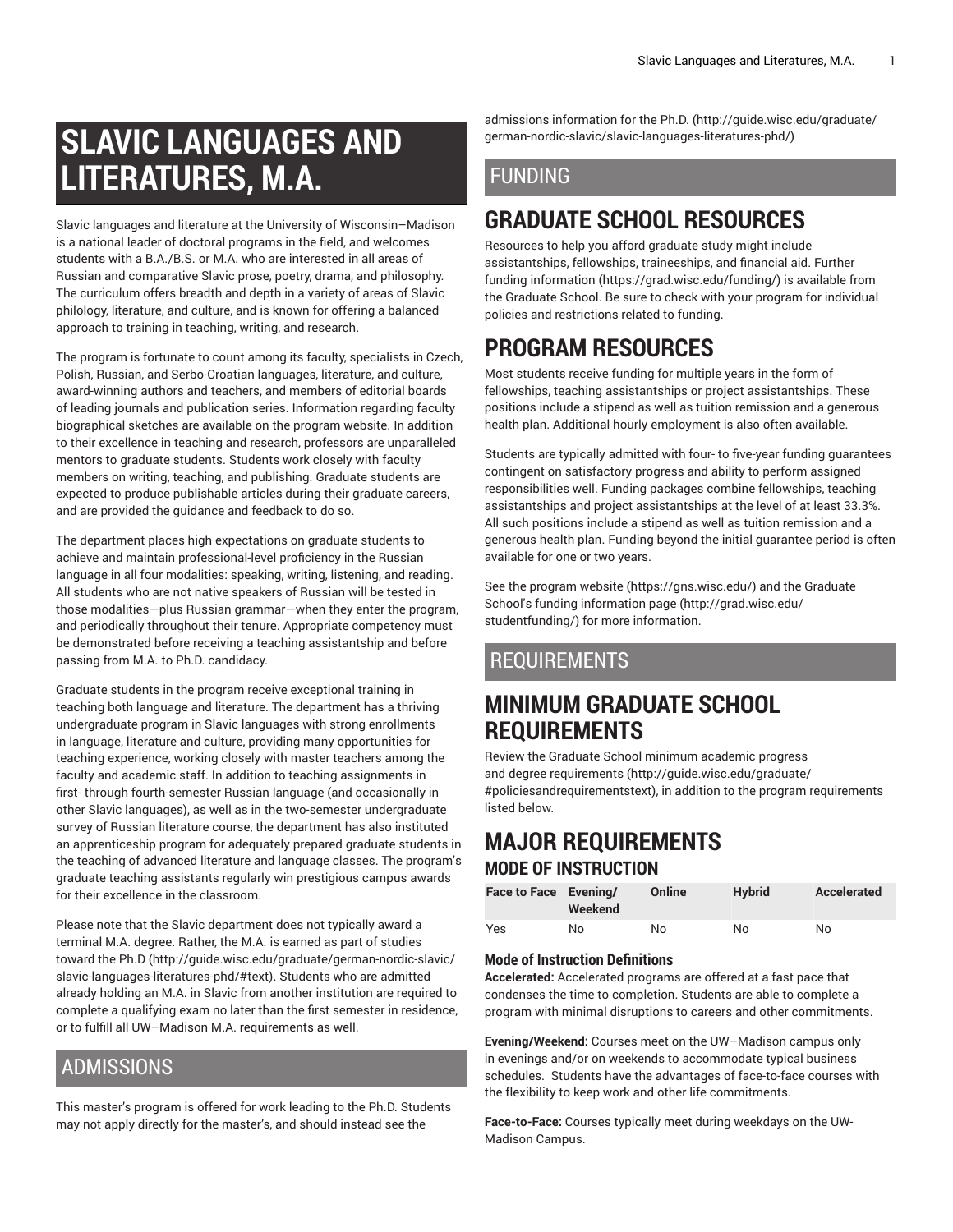# SLAVIC LANGUAGES AND LITERATURES, M.A.

Slavic languages and literature at the University of Wisconsin–Madison is a national leader of doctoral programs in the field, and welcomes students with a B.A./B.S. or M.A. who are interested in all areas of Russian and comparative Slavic prose, poetry, drama, and philosophy. The curriculum offers breadth and depth in a variety of areas of Slavic philology, literature, and culture, and is known for offering a balanced approach to training in teaching, writing, and research.

The program is fortunate to count among its faculty, specialists in Czech, Polish, Russian, and Serbo-Croatian languages, literature, and culture, award-winning authors and teachers, and members of editorial boards of leading journals and publication series. Information regarding faculty biographical sketches are available on the program website. In addition to their excellence in teaching and research, professors are unparalleled mentors to graduate students. Students work closely with faculty members on writing, teaching, and publishing. Graduate students are expected to produce publishable articles during their graduate careers, and are provided the guidance and feedback to do so.

The department places high expectations on graduate students to achieve and maintain professional-level proficiency in the Russian language in all four modalities: speaking, writing, listening, and reading. All students who are not native speakers of Russian will be tested in those modalities—plus Russian grammar—when they enter the program, and periodically throughout their tenure. Appropriate competency must be demonstrated before receiving a teaching assistantship and before passing from M.A. to Ph.D. candidacy.

Graduate students in the program receive exceptional training in teaching both language and literature. The department has a thriving undergraduate program in Slavic languages with strong enrollments in language, literature and culture, providing many opportunities for teaching experience, working closely with master teachers among the faculty and academic staff. In addition to teaching assignments in first- through fourth-semester Russian language (and occasionally in other Slavic languages), as well as in the two-semester undergraduate survey of Russian literature course, the department has also instituted an apprenticeship program for adequately prepared graduate students in the teaching of advanced literature and language classes. The program's graduate teaching assistants regularly win prestigious campus awards for their excellence in the classroom.

Please note that the Slavic department does not typically award a terminal M.A. degree. Rather, the M.A. is earned as part of studies toward the Ph.D (http://guide.wisc.edu/graduate/german-nordic-slavic/slavic-languages-literatures-phd/#text). Students who are admitted already holding an M.A. in Slavic from another institution are required to complete a qualifying exam no later than the first semester in residence, or to fulfill all UW–Madison M.A. requirements as well.

## ADMISSIONS

This master's program is offered for work leading to the Ph.D. Students may not apply directly for the master's, and should instead see the admissions information for the Ph.D. (http://guide.wisc.edu/graduate/german-nordic-slavic/slavic-languages-literatures-phd/)

## FUNDING

## GRADUATE SCHOOL RESOURCES

Resources to help you afford graduate study might include assistantships, fellowships, traineeships, and financial aid. Further funding information (https://grad.wisc.edu/funding/) is available from the Graduate School. Be sure to check with your program for individual policies and restrictions related to funding.

## PROGRAM RESOURCES

Most students receive funding for multiple years in the form of fellowships, teaching assistantships or project assistantships. These positions include a stipend as well as tuition remission and a generous health plan. Additional hourly employment is also often available.

Students are typically admitted with four- to five-year funding guarantees contingent on satisfactory progress and ability to perform assigned responsibilities well. Funding packages combine fellowships, teaching assistantships and project assistantships at the level of at least 33.3%. All such positions include a stipend as well as tuition remission and a generous health plan. Funding beyond the initial guarantee period is often available for one or two years.

See the program website (https://gns.wisc.edu/) and the Graduate School's funding information page (http://grad.wisc.edu/studentfunding/) for more information.

## REQUIREMENTS

## MINIMUM GRADUATE SCHOOL REQUIREMENTS

Review the Graduate School minimum academic progress and degree requirements (http://guide.wisc.edu/graduate/#policiesandrequirementstext), in addition to the program requirements listed below.

## MAJOR REQUIREMENTS

### MODE OF INSTRUCTION

| Face to Face | Evening/ Weekend | Online | Hybrid | Accelerated |
|---|---|---|---|---|
| Yes | No | No | No | No |

#### Mode of Instruction Definitions

**Accelerated:** Accelerated programs are offered at a fast pace that condenses the time to completion. Students are able to complete a program with minimal disruptions to careers and other commitments.

**Evening/Weekend:** Courses meet on the UW–Madison campus only in evenings and/or on weekends to accommodate typical business schedules. Students have the advantages of face-to-face courses with the flexibility to keep work and other life commitments.

**Face-to-Face:** Courses typically meet during weekdays on the UW-Madison Campus.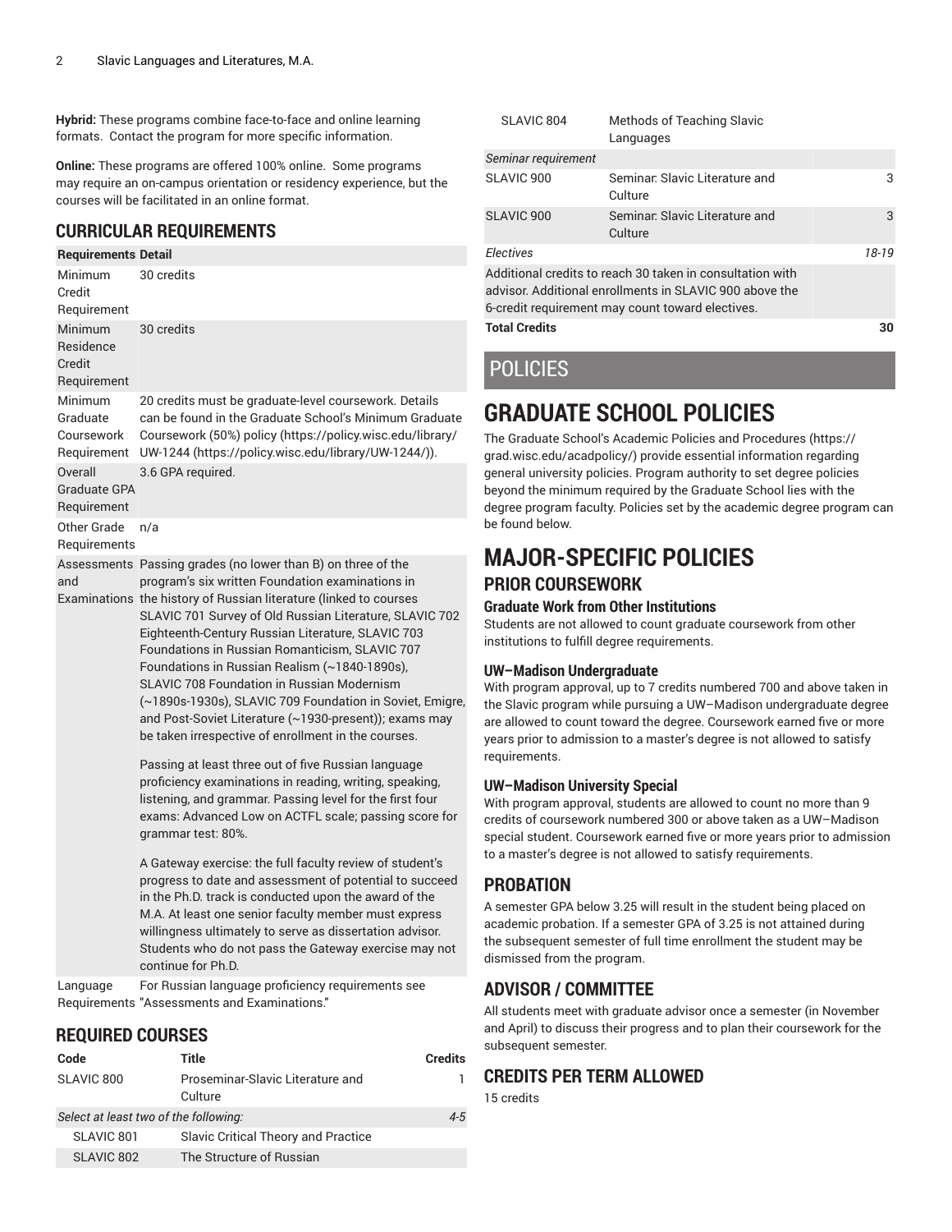**Hybrid:** These programs combine face-to-face and online learning formats. Contact the program for more specific information.

**Online:** These programs are offered 100% online. Some programs may require an on-campus orientation or residency experience, but the courses will be facilitated in an online format.

## CURRICULAR REQUIREMENTS

| Requirements | Detail |
| --- | --- |
| Minimum Credit Requirement | 30 credits |
| Minimum Residence Credit Requirement | 30 credits |
| Minimum Graduate Coursework Requirement | 20 credits must be graduate-level coursework. Details can be found in the Graduate School's Minimum Graduate Coursework (50%) policy (https://policy.wisc.edu/library/UW-1244 (https://policy.wisc.edu/library/UW-1244/)). |
| Overall Graduate GPA Requirement | 3.6 GPA required. |
| Other Grade Requirements | n/a |
| Assessments and Examinations | Passing grades (no lower than B) on three of the program's six written Foundation examinations in the history of Russian literature (linked to courses SLAVIC 701 Survey of Old Russian Literature, SLAVIC 702 Eighteenth-Century Russian Literature, SLAVIC 703 Foundations in Russian Romanticism, SLAVIC 707 Foundations in Russian Realism (~1840-1890s), SLAVIC 708 Foundation in Russian Modernism (~1890s-1930s), SLAVIC 709 Foundation in Soviet, Emigre, and Post-Soviet Literature (~1930-present)); exams may be taken irrespective of enrollment in the courses.<br><br>Passing at least three out of five Russian language proficiency examinations in reading, writing, speaking, listening, and grammar. Passing level for the first four exams: Advanced Low on ACTFL scale; passing score for grammar test: 80%.<br><br>A Gateway exercise: the full faculty review of student's progress to date and assessment of potential to succeed in the Ph.D. track is conducted upon the award of the M.A. At least one senior faculty member must express willingness ultimately to serve as dissertation advisor. Students who do not pass the Gateway exercise may not continue for Ph.D. |
| Language Requirements | For Russian language proficiency requirements see "Assessments and Examinations." |

## REQUIRED COURSES

| Code | Title | Credits |
| --- | --- | --- |
| SLAVIC 800 | Proseminar-Slavic Literature and Culture | 1 |
| *Select at least two of the following:* | | *4-5* |
| SLAVIC 801 | Slavic Critical Theory and Practice | |
| SLAVIC 802 | The Structure of Russian | |
| SLAVIC 804 | Methods of Teaching Slavic Languages | |
| *Seminar requirement* | | |
| SLAVIC 900 | Seminar: Slavic Literature and Culture | 3 |
| SLAVIC 900 | Seminar: Slavic Literature and Culture | 3 |
| *Electives* | | *18-19* |
| Additional credits to reach 30 taken in consultation with advisor. Additional enrollments in SLAVIC 900 above the 6-credit requirement may count toward electives. | | |
| **Total Credits** | | **30** |

# POLICIES

# GRADUATE SCHOOL POLICIES

The Graduate School's Academic Policies and Procedures (https://grad.wisc.edu/acadpolicy/) provide essential information regarding general university policies. Program authority to set degree policies beyond the minimum required by the Graduate School lies with the degree program faculty. Policies set by the academic degree program can be found below.

# MAJOR-SPECIFIC POLICIES

## PRIOR COURSEWORK

### Graduate Work from Other Institutions

Students are not allowed to count graduate coursework from other institutions to fulfill degree requirements.

### UW–Madison Undergraduate

With program approval, up to 7 credits numbered 700 and above taken in the Slavic program while pursuing a UW–Madison undergraduate degree are allowed to count toward the degree. Coursework earned five or more years prior to admission to a master's degree is not allowed to satisfy requirements.

### UW–Madison University Special

With program approval, students are allowed to count no more than 9 credits of coursework numbered 300 or above taken as a UW–Madison special student. Coursework earned five or more years prior to admission to a master's degree is not allowed to satisfy requirements.

## PROBATION

A semester GPA below 3.25 will result in the student being placed on academic probation. If a semester GPA of 3.25 is not attained during the subsequent semester of full time enrollment the student may be dismissed from the program.

## ADVISOR / COMMITTEE

All students meet with graduate advisor once a semester (in November and April) to discuss their progress and to plan their coursework for the subsequent semester.

## CREDITS PER TERM ALLOWED

15 credits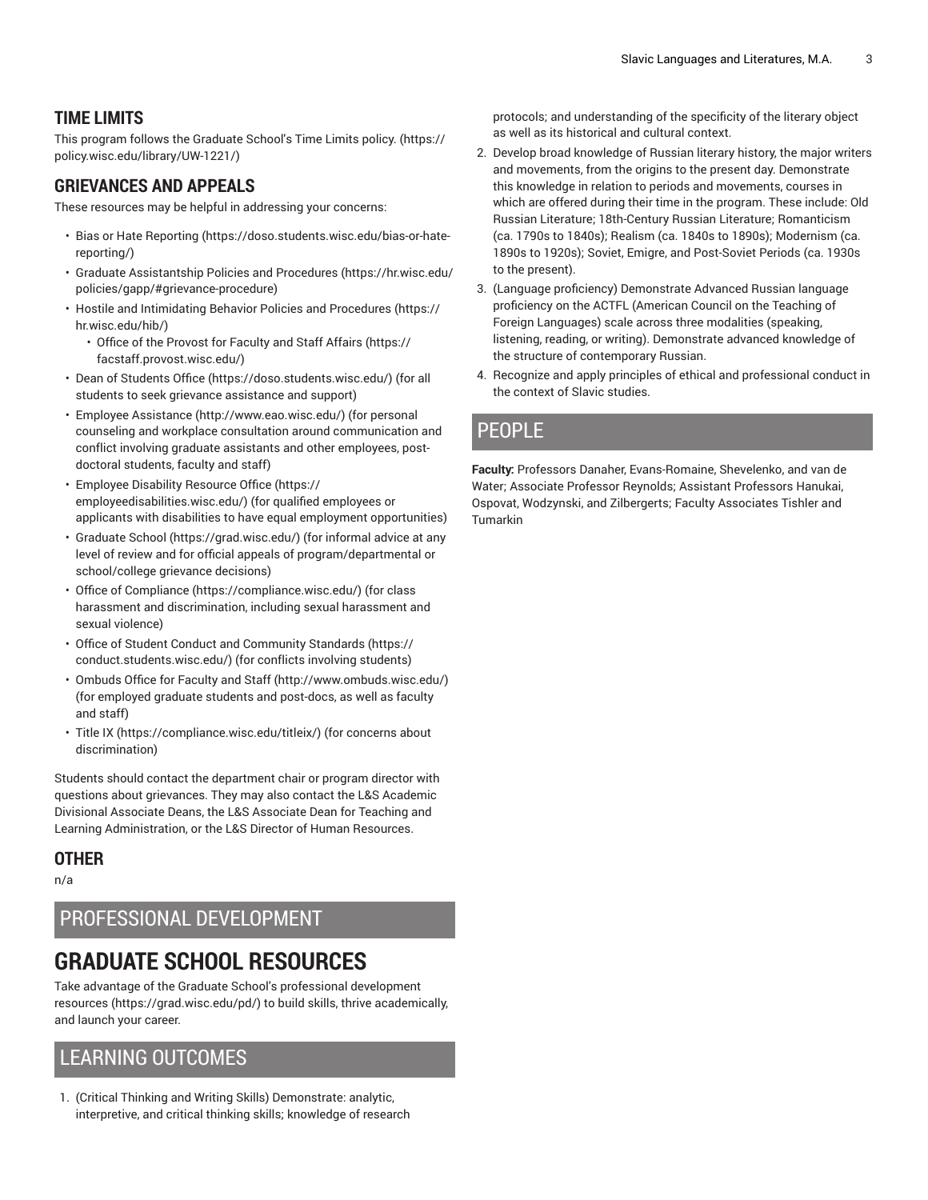### TIME LIMITS

This program follows the Graduate School's Time Limits policy. (https://policy.wisc.edu/library/UW-1221/)

### GRIEVANCES AND APPEALS

These resources may be helpful in addressing your concerns:

- Bias or Hate Reporting (https://doso.students.wisc.edu/bias-or-hate-reporting/)
- Graduate Assistantship Policies and Procedures (https://hr.wisc.edu/policies/gapp/#grievance-procedure)
- Hostile and Intimidating Behavior Policies and Procedures (https://hr.wisc.edu/hib/)
  - Office of the Provost for Faculty and Staff Affairs (https://facstaff.provost.wisc.edu/)
- Dean of Students Office (https://doso.students.wisc.edu/) (for all students to seek grievance assistance and support)
- Employee Assistance (http://www.eao.wisc.edu/) (for personal counseling and workplace consultation around communication and conflict involving graduate assistants and other employees, post-doctoral students, faculty and staff)
- Employee Disability Resource Office (https://employeedisabilities.wisc.edu/) (for qualified employees or applicants with disabilities to have equal employment opportunities)
- Graduate School (https://grad.wisc.edu/) (for informal advice at any level of review and for official appeals of program/departmental or school/college grievance decisions)
- Office of Compliance (https://compliance.wisc.edu/) (for class harassment and discrimination, including sexual harassment and sexual violence)
- Office of Student Conduct and Community Standards (https://conduct.students.wisc.edu/) (for conflicts involving students)
- Ombuds Office for Faculty and Staff (http://www.ombuds.wisc.edu/) (for employed graduate students and post-docs, as well as faculty and staff)
- Title IX (https://compliance.wisc.edu/titleix/) (for concerns about discrimination)

Students should contact the department chair or program director with questions about grievances. They may also contact the L&S Academic Divisional Associate Deans, the L&S Associate Dean for Teaching and Learning Administration, or the L&S Director of Human Resources.

### OTHER

n/a

## PROFESSIONAL DEVELOPMENT

## GRADUATE SCHOOL RESOURCES

Take advantage of the Graduate School's professional development resources (https://grad.wisc.edu/pd/) to build skills, thrive academically, and launch your career.

## LEARNING OUTCOMES

1. (Critical Thinking and Writing Skills) Demonstrate: analytic, interpretive, and critical thinking skills; knowledge of research protocols; and understanding of the specificity of the literary object as well as its historical and cultural context.
2. Develop broad knowledge of Russian literary history, the major writers and movements, from the origins to the present day. Demonstrate this knowledge in relation to periods and movements, courses in which are offered during their time in the program. These include: Old Russian Literature; 18th-Century Russian Literature; Romanticism (ca. 1790s to 1840s); Realism (ca. 1840s to 1890s); Modernism (ca. 1890s to 1920s); Soviet, Emigre, and Post-Soviet Periods (ca. 1930s to the present).
3. (Language proficiency) Demonstrate Advanced Russian language proficiency on the ACTFL (American Council on the Teaching of Foreign Languages) scale across three modalities (speaking, listening, reading, or writing). Demonstrate advanced knowledge of the structure of contemporary Russian.
4. Recognize and apply principles of ethical and professional conduct in the context of Slavic studies.

## PEOPLE

**Faculty:** Professors Danaher, Evans-Romaine, Shevelenko, and van de Water; Associate Professor Reynolds; Assistant Professors Hanukai, Ospovat, Wodzynski, and Zilbergerts; Faculty Associates Tishler and Tumarkin